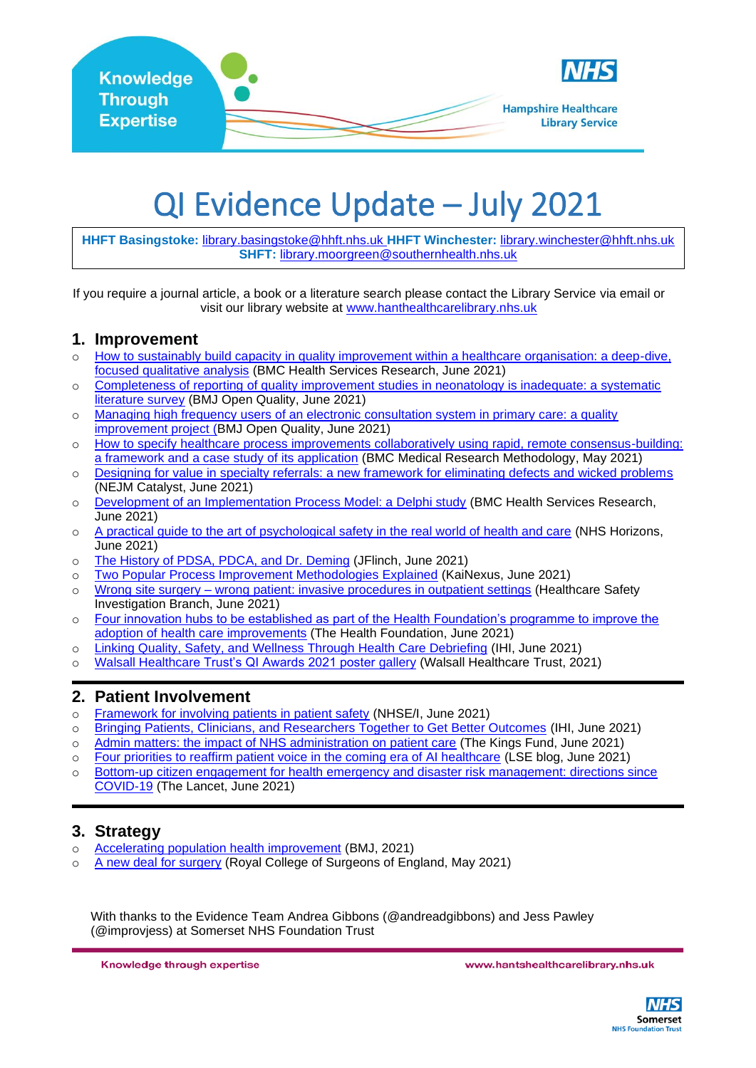Knowledge Through Expertise

Hampshire Healthcare Library Service

# QI Evidence Update – July 2021

**HHFT Basingstoke:** library.basingstoke@hhft.nhs.uk **HHFT Winchester:** library.winchester@hhft.nhs.uk
**SHFT:** library.moorgreen@southernhealth.nhs.uk

If you require a journal article, a book or a literature search please contact the Library Service via email or visit our library website at www.hanthealthcarelibrary.nhs.uk

## 1. Improvement

- How to sustainably build capacity in quality improvement within a healthcare organisation: a deep-dive, focused qualitative analysis (BMC Health Services Research, June 2021)
- Completeness of reporting of quality improvement studies in neonatology is inadequate: a systematic literature survey (BMJ Open Quality, June 2021)
- Managing high frequency users of an electronic consultation system in primary care: a quality improvement project (BMJ Open Quality, June 2021)
- How to specify healthcare process improvements collaboratively using rapid, remote consensus-building: a framework and a case study of its application (BMC Medical Research Methodology, May 2021)
- Designing for value in specialty referrals: a new framework for eliminating defects and wicked problems (NEJM Catalyst, June 2021)
- Development of an Implementation Process Model: a Delphi study (BMC Health Services Research, June 2021)
- A practical guide to the art of psychological safety in the real world of health and care (NHS Horizons, June 2021)
- The History of PDSA, PDCA, and Dr. Deming (JFlinch, June 2021)
- Two Popular Process Improvement Methodologies Explained (KaiNexus, June 2021)
- Wrong site surgery – wrong patient: invasive procedures in outpatient settings (Healthcare Safety Investigation Branch, June 2021)
- Four innovation hubs to be established as part of the Health Foundation's programme to improve the adoption of health care improvements (The Health Foundation, June 2021)
- Linking Quality, Safety, and Wellness Through Health Care Debriefing (IHI, June 2021)
- Walsall Healthcare Trust's QI Awards 2021 poster gallery (Walsall Healthcare Trust, 2021)

## 2. Patient Involvement

- Framework for involving patients in patient safety (NHSE/I, June 2021)
- Bringing Patients, Clinicians, and Researchers Together to Get Better Outcomes (IHI, June 2021)
- Admin matters: the impact of NHS administration on patient care (The Kings Fund, June 2021)
- Four priorities to reaffirm patient voice in the coming era of AI healthcare (LSE blog, June 2021)
- Bottom-up citizen engagement for health emergency and disaster risk management: directions since COVID-19 (The Lancet, June 2021)

## 3. Strategy

- Accelerating population health improvement (BMJ, 2021)
- A new deal for surgery (Royal College of Surgeons of England, May 2021)

With thanks to the Evidence Team Andrea Gibbons (@andreadgibbons) and Jess Pawley (@improvjess) at Somerset NHS Foundation Trust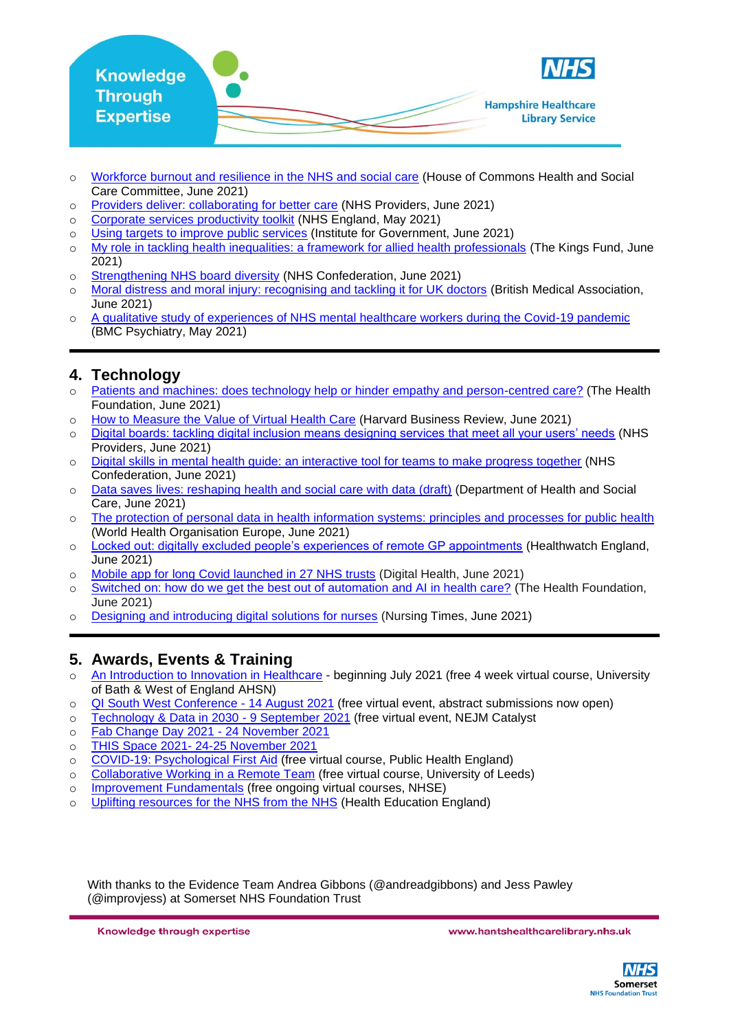- Workforce burnout and resilience in the NHS and social care (House of Commons Health and Social Care Committee, June 2021)
- Providers deliver: collaborating for better care (NHS Providers, June 2021)
- Corporate services productivity toolkit (NHS England, May 2021)
- Using targets to improve public services (Institute for Government, June 2021)
- My role in tackling health inequalities: a framework for allied health professionals (The Kings Fund, June 2021)
- Strengthening NHS board diversity (NHS Confederation, June 2021)
- Moral distress and moral injury: recognising and tackling it for UK doctors (British Medical Association, June 2021)
- A qualitative study of experiences of NHS mental healthcare workers during the Covid-19 pandemic (BMC Psychiatry, May 2021)

## 4. Technology

- Patients and machines: does technology help or hinder empathy and person-centred care? (The Health Foundation, June 2021)
- How to Measure the Value of Virtual Health Care (Harvard Business Review, June 2021)
- Digital boards: tackling digital inclusion means designing services that meet all your users' needs (NHS Providers, June 2021)
- Digital skills in mental health guide: an interactive tool for teams to make progress together (NHS Confederation, June 2021)
- Data saves lives: reshaping health and social care with data (draft) (Department of Health and Social Care, June 2021)
- The protection of personal data in health information systems: principles and processes for public health (World Health Organisation Europe, June 2021)
- Locked out: digitally excluded people's experiences of remote GP appointments (Healthwatch England, June 2021)
- Mobile app for long Covid launched in 27 NHS trusts (Digital Health, June 2021)
- Switched on: how do we get the best out of automation and AI in health care? (The Health Foundation, June 2021)
- Designing and introducing digital solutions for nurses (Nursing Times, June 2021)

## 5. Awards, Events & Training

- An Introduction to Innovation in Healthcare - beginning July 2021 (free 4 week virtual course, University of Bath & West of England AHSN)
- QI South West Conference - 14 August 2021 (free virtual event, abstract submissions now open)
- Technology & Data in 2030 - 9 September 2021 (free virtual event, NEJM Catalyst
- Fab Change Day 2021 - 24 November 2021
- THIS Space 2021- 24-25 November 2021
- COVID-19: Psychological First Aid (free virtual course, Public Health England)
- Collaborative Working in a Remote Team (free virtual course, University of Leeds)
- Improvement Fundamentals (free ongoing virtual courses, NHSE)
- Uplifting resources for the NHS from the NHS (Health Education England)

With thanks to the Evidence Team Andrea Gibbons (@andreadgibbons) and Jess Pawley (@improvjess) at Somerset NHS Foundation Trust